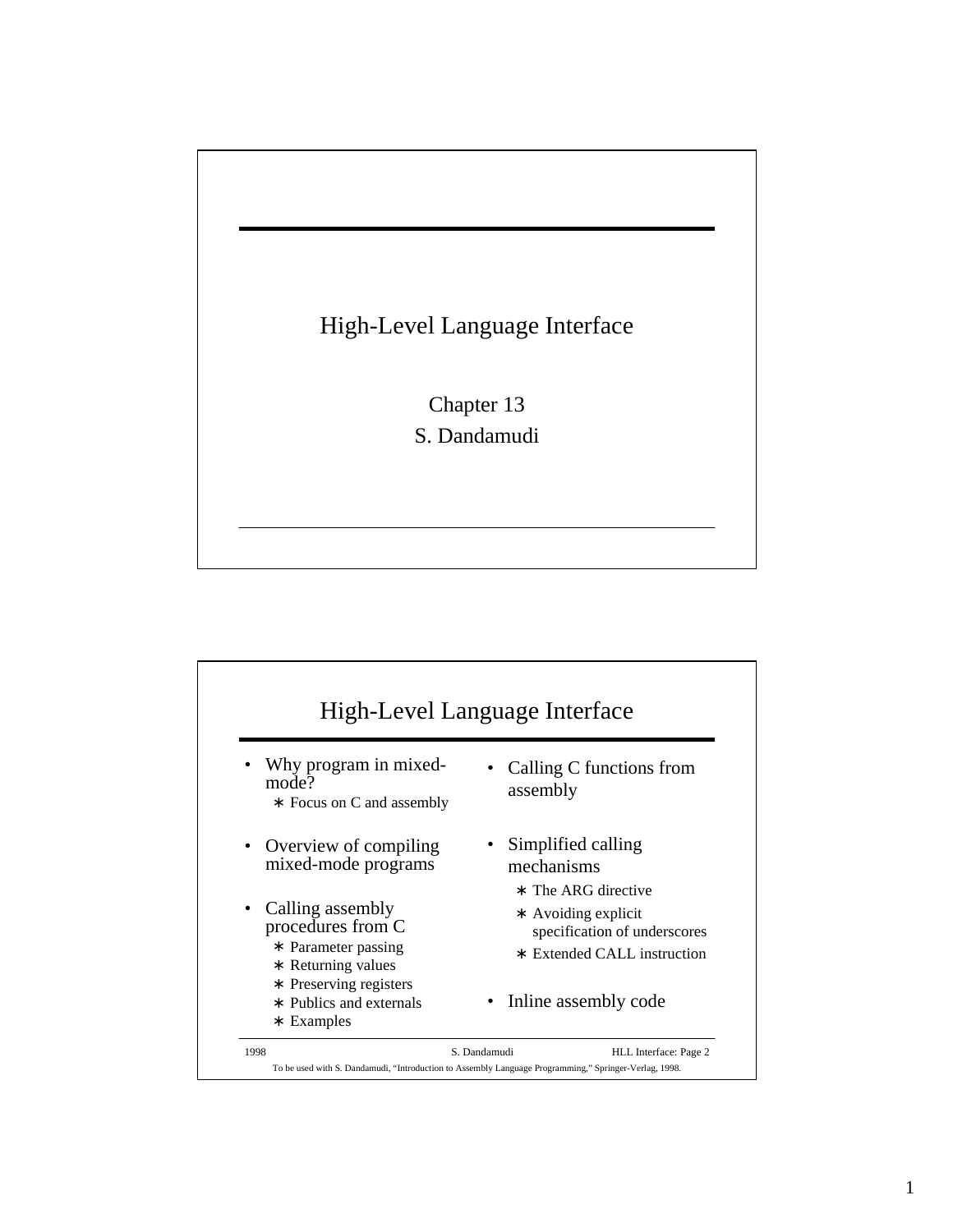# High-Level Language Interface

Chapter 13

S. Dandamudi

## High-Level Language Interface

- Why program in mixed-mode?
  - ∗ Focus on C and assembly
- Overview of compiling mixed-mode programs
- Calling assembly procedures from C
  - ∗ Parameter passing
  - ∗ Returning values
  - ∗ Preserving registers
  - ∗ Publics and externals
  - ∗ Examples
- Calling C functions from assembly
- Simplified calling mechanisms
  - ∗ The ARG directive
  - ∗ Avoiding explicit specification of underscores
  - ∗ Extended CALL instruction
- Inline assembly code

To be used with S. Dandamudi, "Introduction to Assembly Language Programming," Springer-Verlag, 1998.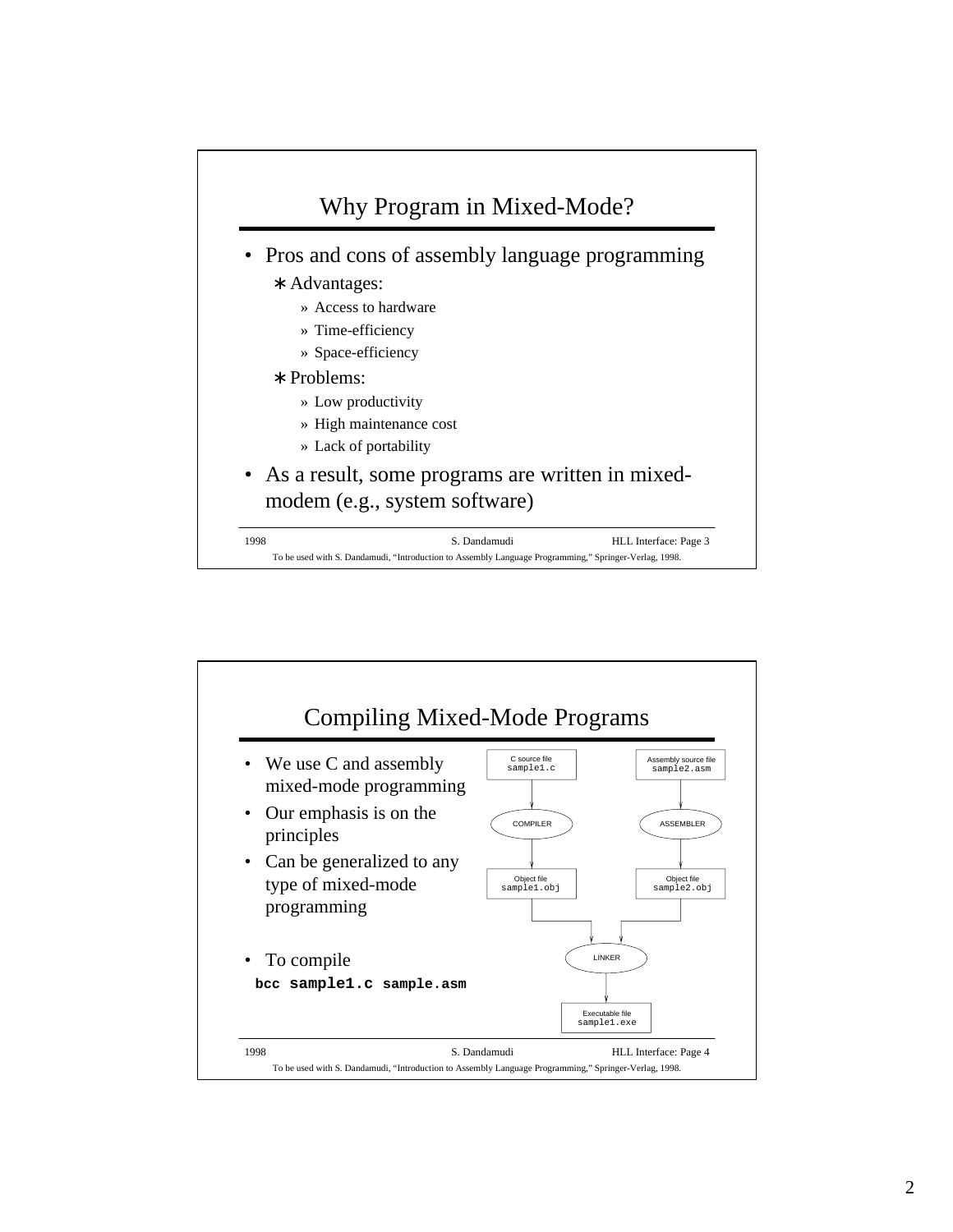## Why Program in Mixed-Mode?

- Pros and cons of assembly language programming
  - ∗ Advantages:
    - » Access to hardware
    - » Time-efficiency
    - » Space-efficiency
  - ∗ Problems:
    - » Low productivity
    - » High maintenance cost
    - » Lack of portability
- As a result, some programs are written in mixed-modem (e.g., system software)

## Compiling Mixed-Mode Programs

- We use C and assembly mixed-mode programming
- Our emphasis is on the principles
- Can be generalized to any type of mixed-mode programming
- To compile

```
bcc sample1.c sample.asm
```

C source file sample1.c → COMPILER → Object file sample1.obj

Assembly source file sample2.asm → ASSEMBLER → Object file sample2.obj

sample1.obj + sample2.obj → LINKER → Executable file sample1.exe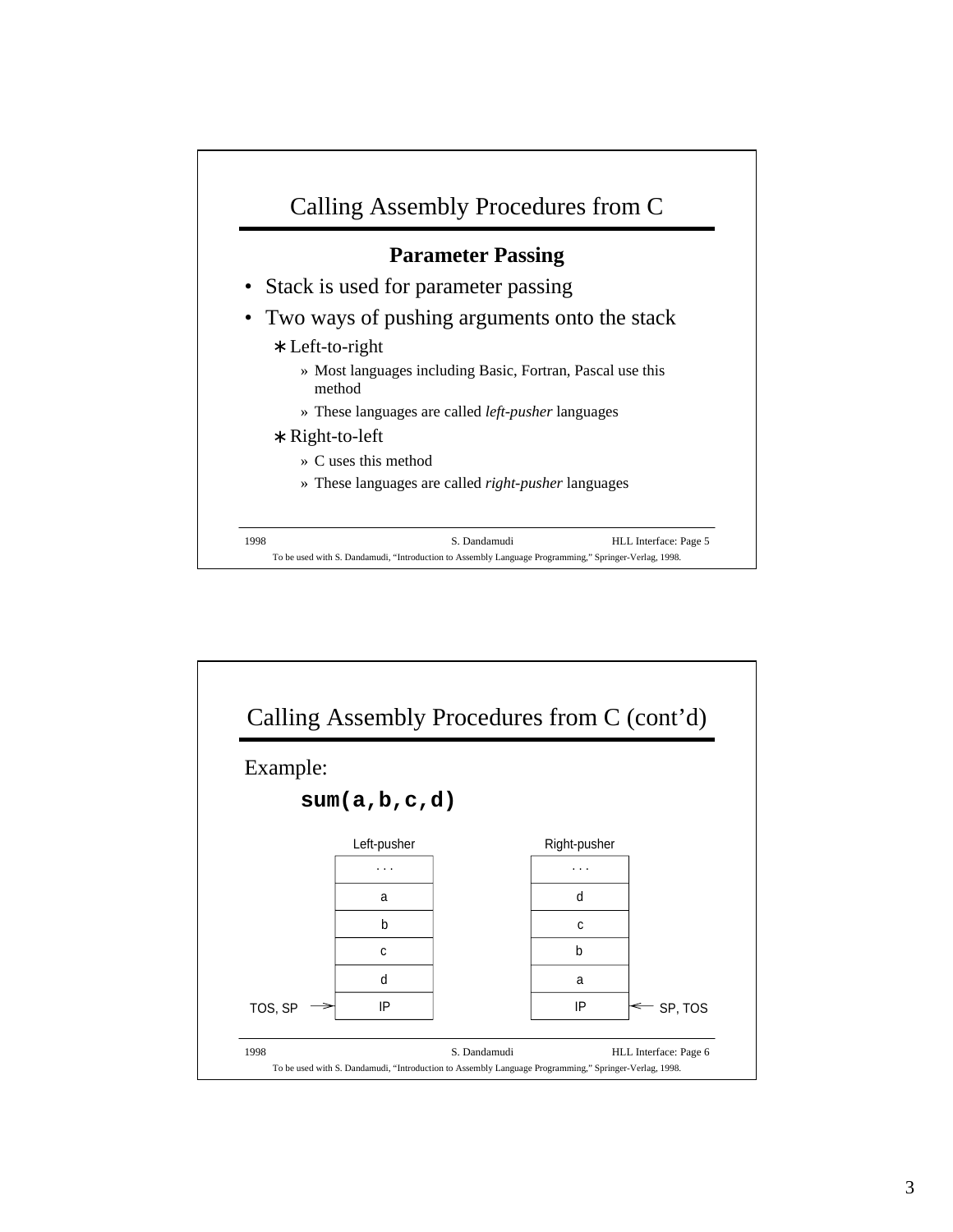## Calling Assembly Procedures from C

### Parameter Passing

- Stack is used for parameter passing
- Two ways of pushing arguments onto the stack
  - ∗ Left-to-right
    - » Most languages including Basic, Fortran, Pascal use this method
    - » These languages are called *left-pusher* languages
  - ∗ Right-to-left
    - » C uses this method
    - » These languages are called *right-pusher* languages

## Calling Assembly Procedures from C (cont'd)

Example:

```
sum(a,b,c,d)
```

| Left-pusher | Right-pusher |
|---|---|
| . . . | . . . |
| a | d |
| b | c |
| c | b |
| d | a |
| IP ← TOS, SP | IP ← SP, TOS |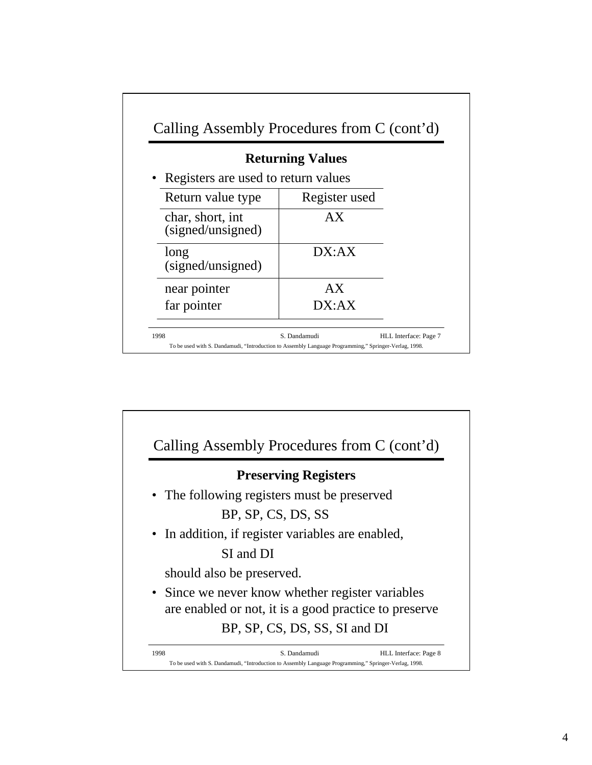## Calling Assembly Procedures from C (cont'd)

### Returning Values

- Registers are used to return values

| Return value type | Register used |
|---|---|
| char, short, int (signed/unsigned) | AX |
| long (signed/unsigned) | DX:AX |
| near pointer<br>far pointer | AX<br>DX:AX |

## Calling Assembly Procedures from C (cont'd)

### Preserving Registers

- The following registers must be preserved

  BP, SP, CS, DS, SS

- In addition, if register variables are enabled,

  SI and DI

  should also be preserved.

- Since we never know whether register variables are enabled or not, it is a good practice to preserve

  BP, SP, CS, DS, SS, SI and DI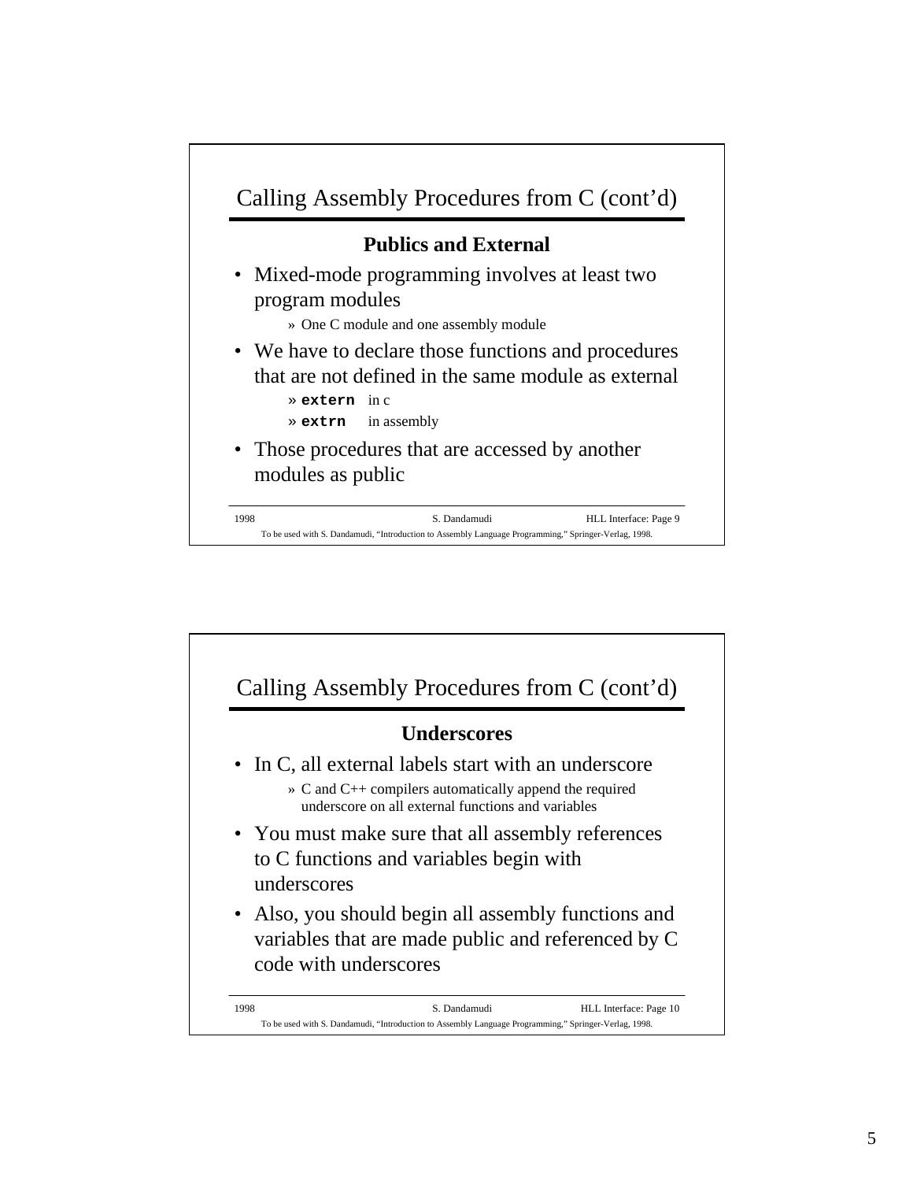## Calling Assembly Procedures from C (cont'd)

### Publics and External

- Mixed-mode programming involves at least two program modules
  - » One C module and one assembly module
- We have to declare those functions and procedures that are not defined in the same module as external
  - » **`extern`** in c
  - » **`extrn`** in assembly
- Those procedures that are accessed by another modules as public

## Calling Assembly Procedures from C (cont'd)

### Underscores

- In C, all external labels start with an underscore
  - » C and C++ compilers automatically append the required underscore on all external functions and variables
- You must make sure that all assembly references to C functions and variables begin with underscores
- Also, you should begin all assembly functions and variables that are made public and referenced by C code with underscores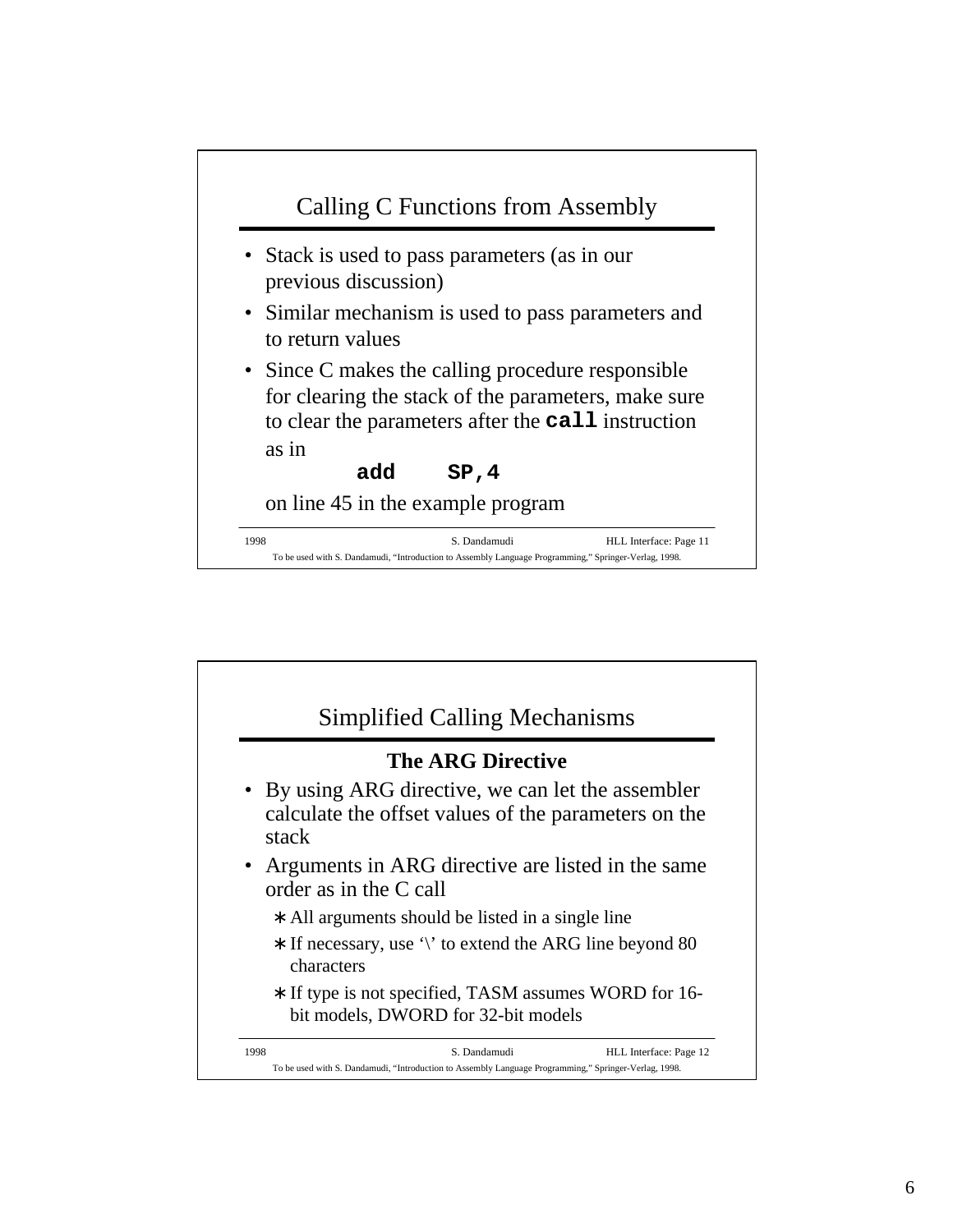## Calling C Functions from Assembly

- Stack is used to pass parameters (as in our previous discussion)
- Similar mechanism is used to pass parameters and to return values
- Since C makes the calling procedure responsible for clearing the stack of the parameters, make sure to clear the parameters after the **`call`** instruction as in

```
add     SP,4
```

on line 45 in the example program

## Simplified Calling Mechanisms

### The ARG Directive

- By using ARG directive, we can let the assembler calculate the offset values of the parameters on the stack
- Arguments in ARG directive are listed in the same order as in the C call
  - ∗ All arguments should be listed in a single line
  - ∗ If necessary, use '\' to extend the ARG line beyond 80 characters
  - ∗ If type is not specified, TASM assumes WORD for 16-bit models, DWORD for 32-bit models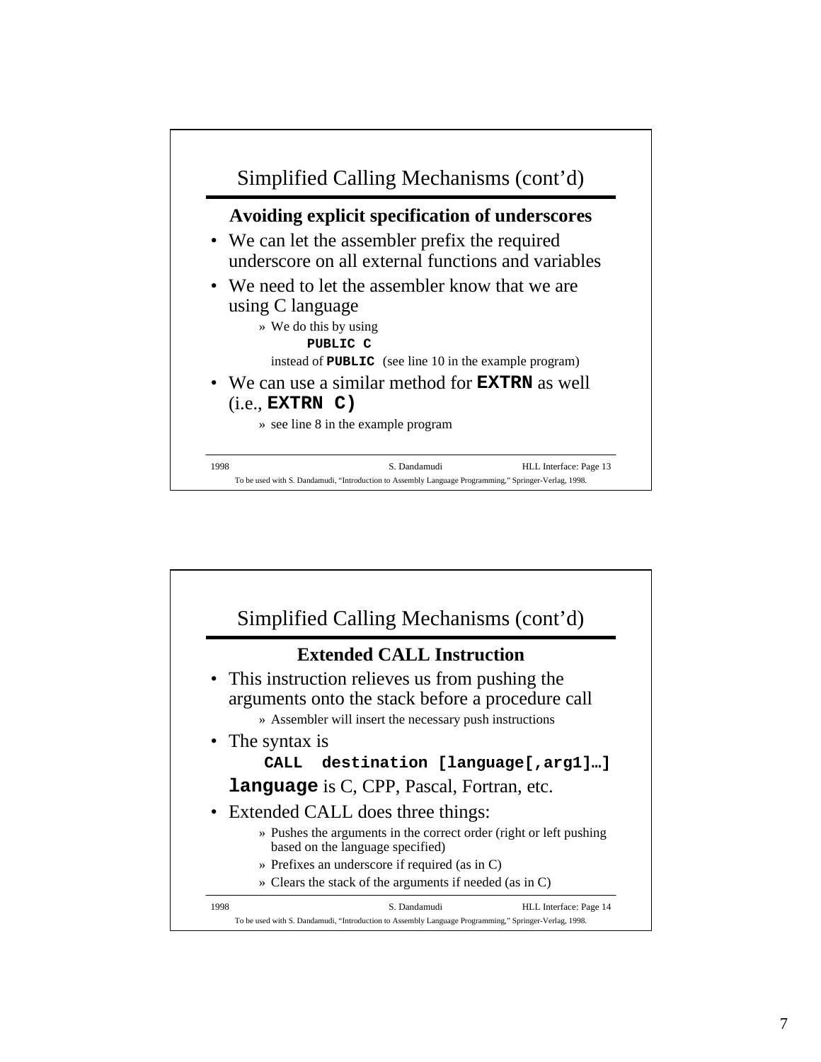## Simplified Calling Mechanisms (cont'd)

**Avoiding explicit specification of underscores**

- We can let the assembler prefix the required underscore on all external functions and variables
- We need to let the assembler know that we are using C language
  - » We do this by using

    ```
    PUBLIC C
    ```

    instead of **`PUBLIC`** (see line 10 in the example program)
- We can use a similar method for **`EXTRN`** as well (i.e., **`EXTRN C)`**
  - » see line 8 in the example program

## Simplified Calling Mechanisms (cont'd)

**Extended CALL Instruction**

- This instruction relieves us from pushing the arguments onto the stack before a procedure call
  - » Assembler will insert the necessary push instructions
- The syntax is

  ```
  CALL  destination [language[,arg1]…]
  ```

  **`language`** is C, CPP, Pascal, Fortran, etc.
- Extended CALL does three things:
  - » Pushes the arguments in the correct order (right or left pushing based on the language specified)
  - » Prefixes an underscore if required (as in C)
  - » Clears the stack of the arguments if needed (as in C)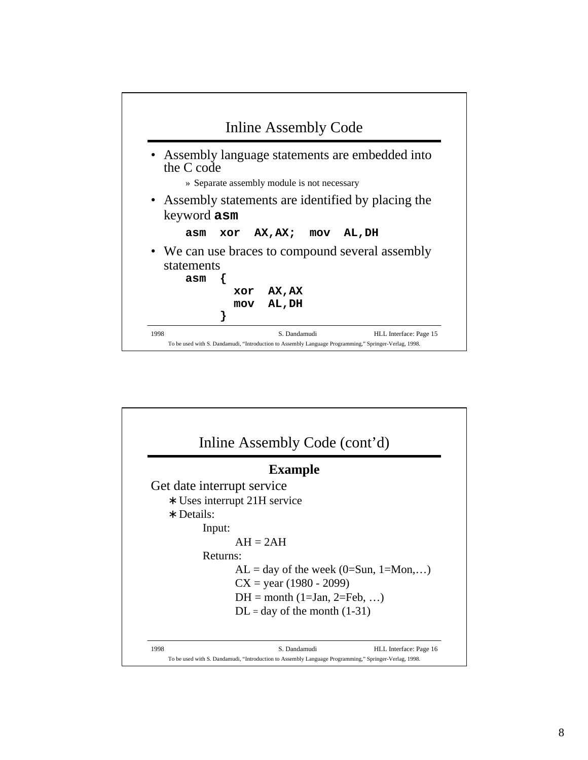## Inline Assembly Code

- Assembly language statements are embedded into the C code
  - » Separate assembly module is not necessary
- Assembly statements are identified by placing the keyword **asm**

```
asm  xor  AX,AX;  mov  AL,DH
```

- We can use braces to compound several assembly statements

```
asm  {
        xor  AX,AX
        mov  AL,DH
     }
```

## Inline Assembly Code (cont'd)

**Example**

Get date interrupt service

- ∗ Uses interrupt 21H service
- ∗ Details:

  Input:

  AH = 2AH

  Returns:

  AL = day of the week (0=Sun, 1=Mon,…)

  CX = year (1980 - 2099)

  DH = month (1=Jan, 2=Feb, …)

  DL = day of the month (1-31)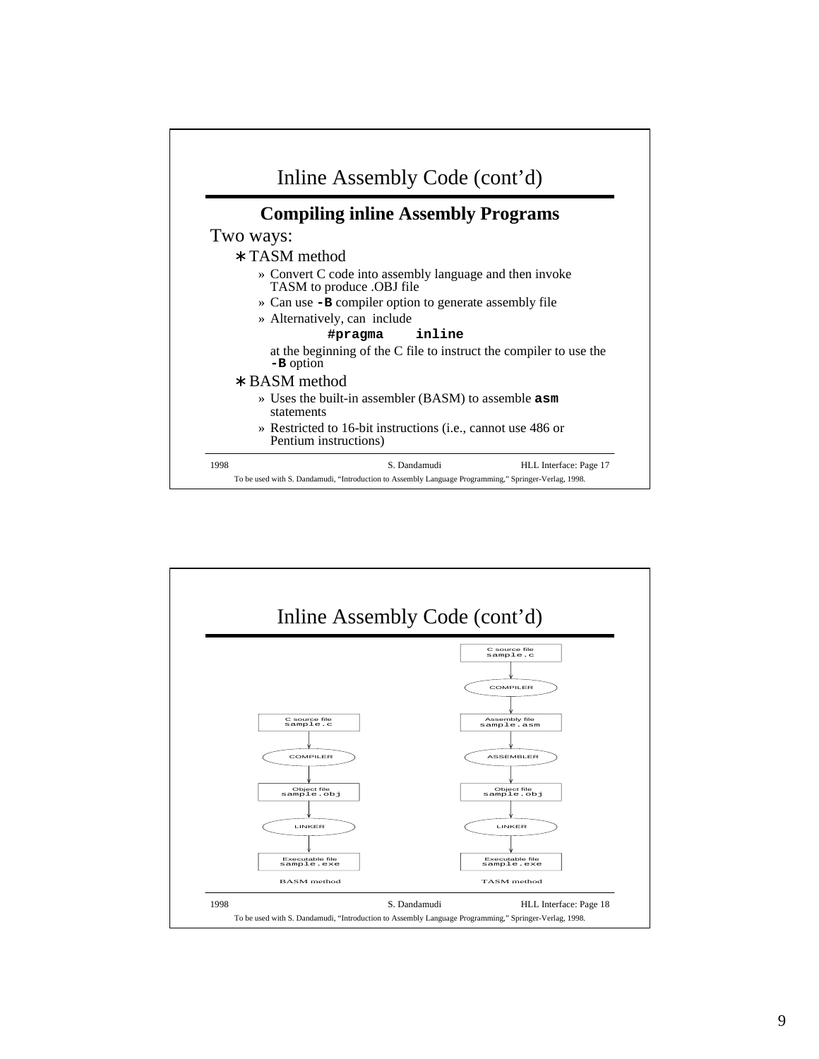## Inline Assembly Code (cont'd)

### Compiling inline Assembly Programs

Two ways:

* TASM method
  - Convert C code into assembly language and then invoke TASM to produce .OBJ file
  - Can use **-B** compiler option to generate assembly file
  - Alternatively, can include

    ```
    #pragma    inline
    ```

    at the beginning of the C file to instruct the compiler to use the **-B** option
* BASM method
  - Uses the built-in assembler (BASM) to assemble **asm** statements
  - Restricted to 16-bit instructions (i.e., cannot use 486 or Pentium instructions)

1998 S. Dandamudi HLL Interface: Page 17

To be used with S. Dandamudi, "Introduction to Assembly Language Programming," Springer-Verlag, 1998.

## Inline Assembly Code (cont'd)

C source file
sample.c

COMPILER

Object file
sample.obj

LINKER

Executable file
sample.exe

BASM method

C source file
sample.c

COMPILER

Assembly file
sample.asm

ASSEMBLER

Object file
sample.obj

LINKER

Executable file
sample.exe

TASM method

1998 S. Dandamudi HLL Interface: Page 18

To be used with S. Dandamudi, "Introduction to Assembly Language Programming," Springer-Verlag, 1998.